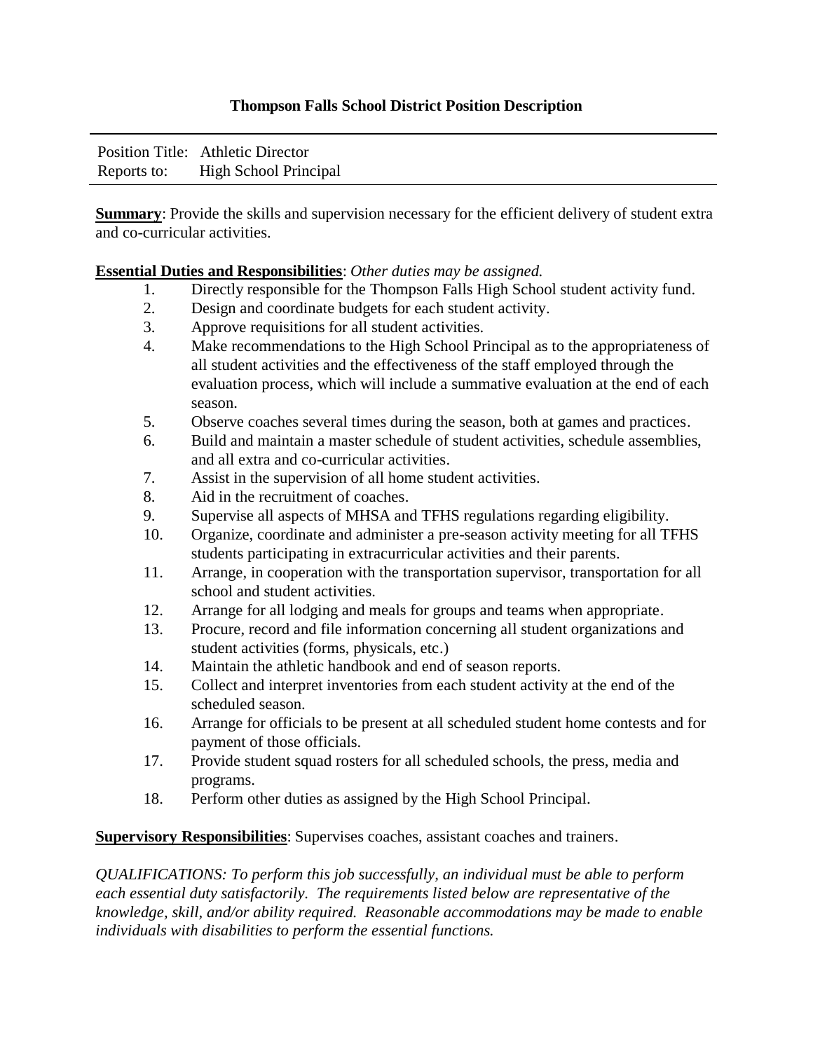# Thompson Falls School District Position Description

---

Position Title: Athletic Director
Reports to: High School Principal

---

**Summary**: Provide the skills and supervision necessary for the efficient delivery of student extra and co-curricular activities.

**Essential Duties and Responsibilities**: *Other duties may be assigned.*

1. Directly responsible for the Thompson Falls High School student activity fund.
2. Design and coordinate budgets for each student activity.
3. Approve requisitions for all student activities.
4. Make recommendations to the High School Principal as to the appropriateness of all student activities and the effectiveness of the staff employed through the evaluation process, which will include a summative evaluation at the end of each season.
5. Observe coaches several times during the season, both at games and practices.
6. Build and maintain a master schedule of student activities, schedule assemblies, and all extra and co-curricular activities.
7. Assist in the supervision of all home student activities.
8. Aid in the recruitment of coaches.
9. Supervise all aspects of MHSA and TFHS regulations regarding eligibility.
10. Organize, coordinate and administer a pre-season activity meeting for all TFHS students participating in extracurricular activities and their parents.
11. Arrange, in cooperation with the transportation supervisor, transportation for all school and student activities.
12. Arrange for all lodging and meals for groups and teams when appropriate.
13. Procure, record and file information concerning all student organizations and student activities (forms, physicals, etc.)
14. Maintain the athletic handbook and end of season reports.
15. Collect and interpret inventories from each student activity at the end of the scheduled season.
16. Arrange for officials to be present at all scheduled student home contests and for payment of those officials.
17. Provide student squad rosters for all scheduled schools, the press, media and programs.
18. Perform other duties as assigned by the High School Principal.

**Supervisory Responsibilities**: Supervises coaches, assistant coaches and trainers.

*QUALIFICATIONS: To perform this job successfully, an individual must be able to perform each essential duty satisfactorily. The requirements listed below are representative of the knowledge, skill, and/or ability required. Reasonable accommodations may be made to enable individuals with disabilities to perform the essential functions.*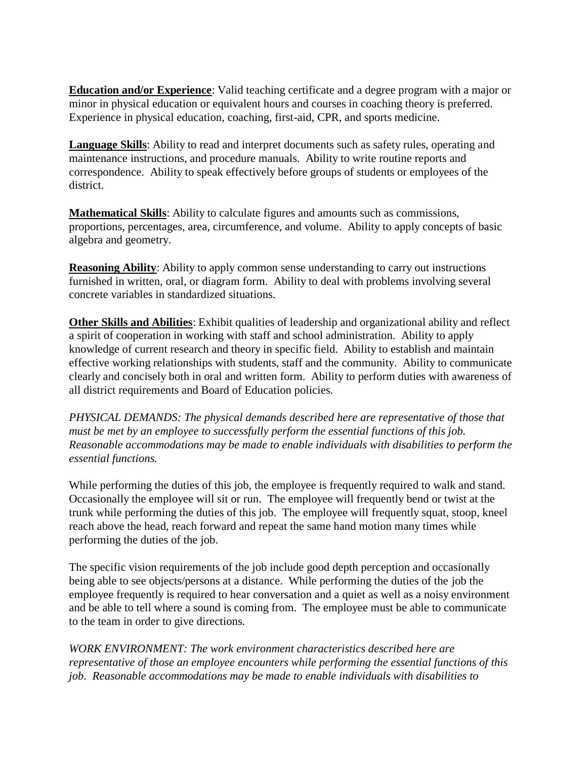**Education and/or Experience**: Valid teaching certificate and a degree program with a major or minor in physical education or equivalent hours and courses in coaching theory is preferred. Experience in physical education, coaching, first-aid, CPR, and sports medicine.

**Language Skills**: Ability to read and interpret documents such as safety rules, operating and maintenance instructions, and procedure manuals. Ability to write routine reports and correspondence. Ability to speak effectively before groups of students or employees of the district.

**Mathematical Skills**: Ability to calculate figures and amounts such as commissions, proportions, percentages, area, circumference, and volume. Ability to apply concepts of basic algebra and geometry.

**Reasoning Ability**: Ability to apply common sense understanding to carry out instructions furnished in written, oral, or diagram form. Ability to deal with problems involving several concrete variables in standardized situations.

**Other Skills and Abilities**: Exhibit qualities of leadership and organizational ability and reflect a spirit of cooperation in working with staff and school administration. Ability to apply knowledge of current research and theory in specific field. Ability to establish and maintain effective working relationships with students, staff and the community. Ability to communicate clearly and concisely both in oral and written form. Ability to perform duties with awareness of all district requirements and Board of Education policies.

*PHYSICAL DEMANDS: The physical demands described here are representative of those that must be met by an employee to successfully perform the essential functions of this job. Reasonable accommodations may be made to enable individuals with disabilities to perform the essential functions.*

While performing the duties of this job, the employee is frequently required to walk and stand. Occasionally the employee will sit or run. The employee will frequently bend or twist at the trunk while performing the duties of this job. The employee will frequently squat, stoop, kneel reach above the head, reach forward and repeat the same hand motion many times while performing the duties of the job.

The specific vision requirements of the job include good depth perception and occasionally being able to see objects/persons at a distance. While performing the duties of the job the employee frequently is required to hear conversation and a quiet as well as a noisy environment and be able to tell where a sound is coming from. The employee must be able to communicate to the team in order to give directions.

*WORK ENVIRONMENT: The work environment characteristics described here are representative of those an employee encounters while performing the essential functions of this job. Reasonable accommodations may be made to enable individuals with disabilities to*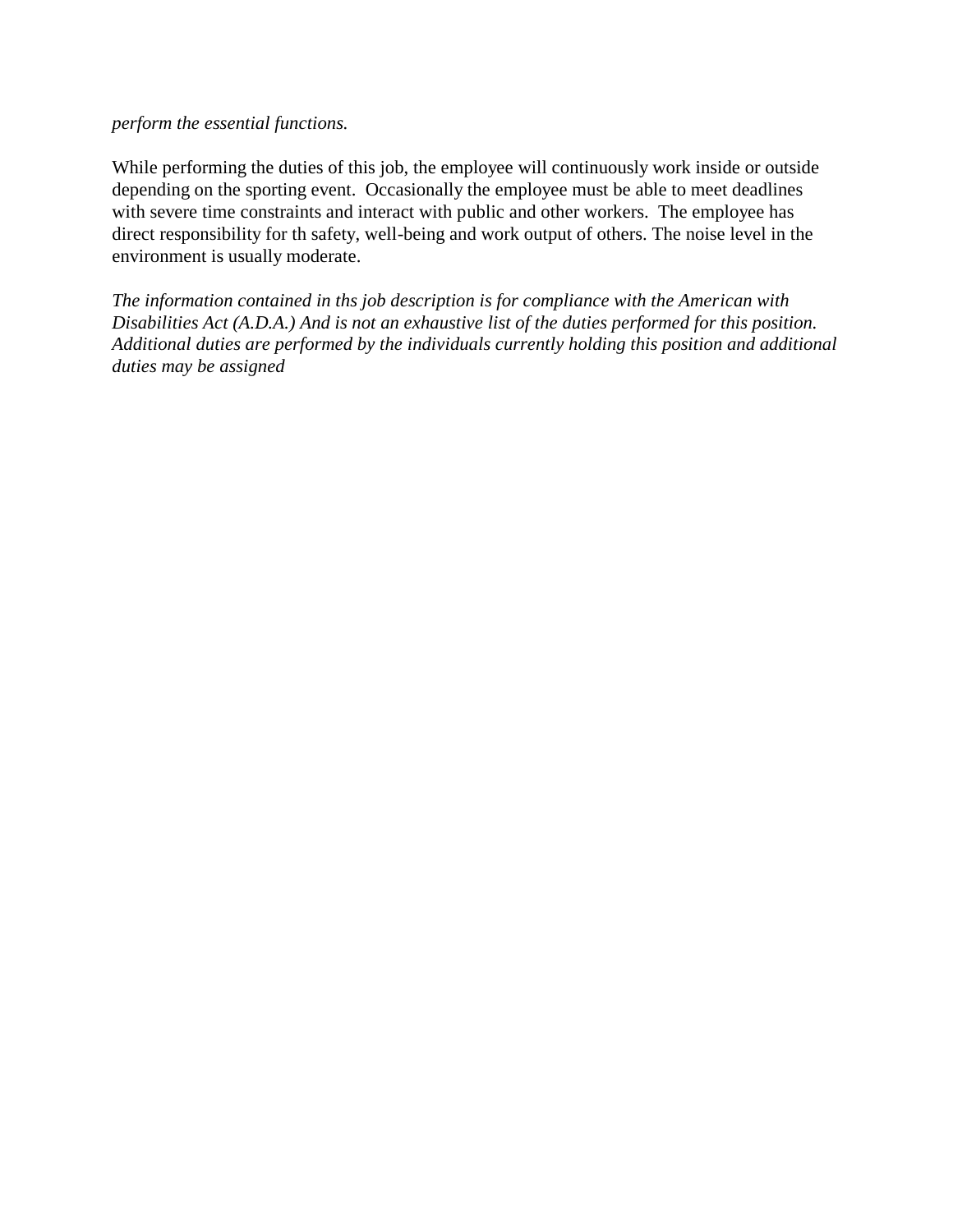*perform the essential functions.*

While performing the duties of this job, the employee will continuously work inside or outside depending on the sporting event. Occasionally the employee must be able to meet deadlines with severe time constraints and interact with public and other workers. The employee has direct responsibility for th safety, well-being and work output of others. The noise level in the environment is usually moderate.

*The information contained in ths job description is for compliance with the American with Disabilities Act (A.D.A.) And is not an exhaustive list of the duties performed for this position. Additional duties are performed by the individuals currently holding this position and additional duties may be assigned*